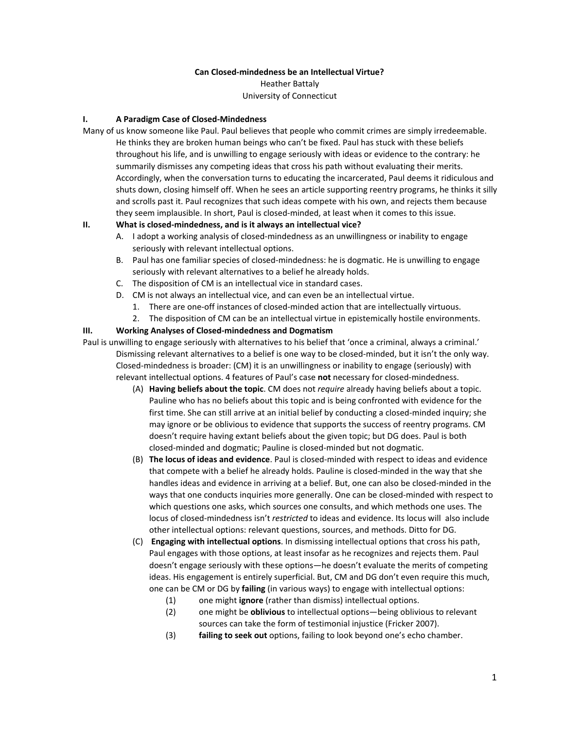**Can Closed-mindedness be an Intellectual Virtue?**

Heather Battaly

University of Connecticut

## I. A Paradigm Case of Closed-Mindedness

Many of us know someone like Paul. Paul believes that people who commit crimes are simply irredeemable. He thinks they are broken human beings who can't be fixed. Paul has stuck with these beliefs throughout his life, and is unwilling to engage seriously with ideas or evidence to the contrary: he summarily dismisses any competing ideas that cross his path without evaluating their merits. Accordingly, when the conversation turns to educating the incarcerated, Paul deems it ridiculous and shuts down, closing himself off. When he sees an article supporting reentry programs, he thinks it silly and scrolls past it. Paul recognizes that such ideas compete with his own, and rejects them because they seem implausible. In short, Paul is closed-minded, at least when it comes to this issue.

## II. What is closed-mindedness, and is it always an intellectual vice?

A. I adopt a working analysis of closed-mindedness as an unwillingness or inability to engage seriously with relevant intellectual options.

B. Paul has one familiar species of closed-mindedness: he is dogmatic. He is unwilling to engage seriously with relevant alternatives to a belief he already holds.

C. The disposition of CM is an intellectual vice in standard cases.

D. CM is not always an intellectual vice, and can even be an intellectual virtue.

1. There are one-off instances of closed-minded action that are intellectually virtuous.
2. The disposition of CM can be an intellectual virtue in epistemically hostile environments.

## III. Working Analyses of Closed-mindedness and Dogmatism

Paul is unwilling to engage seriously with alternatives to his belief that 'once a criminal, always a criminal.' Dismissing relevant alternatives to a belief is one way to be closed-minded, but it isn't the only way. Closed-mindedness is broader: (CM) it is an unwillingness or inability to engage (seriously) with relevant intellectual options. 4 features of Paul's case **not** necessary for closed-mindedness.

(A) **Having beliefs about the topic**. CM does not *require* already having beliefs about a topic. Pauline who has no beliefs about this topic and is being confronted with evidence for the first time. She can still arrive at an initial belief by conducting a closed-minded inquiry; she may ignore or be oblivious to evidence that supports the success of reentry programs. CM doesn't require having extant beliefs about the given topic; but DG does. Paul is both closed-minded and dogmatic; Pauline is closed-minded but not dogmatic.

(B) **The locus of ideas and evidence**. Paul is closed-minded with respect to ideas and evidence that compete with a belief he already holds. Pauline is closed-minded in the way that she handles ideas and evidence in arriving at a belief. But, one can also be closed-minded in the ways that one conducts inquiries more generally. One can be closed-minded with respect to which questions one asks, which sources one consults, and which methods one uses. The locus of closed-mindedness isn't *restricted* to ideas and evidence. Its locus will also include other intellectual options: relevant questions, sources, and methods. Ditto for DG.

(C) **Engaging with intellectual options**. In dismissing intellectual options that cross his path, Paul engages with those options, at least insofar as he recognizes and rejects them. Paul doesn't engage seriously with these options—he doesn't evaluate the merits of competing ideas. His engagement is entirely superficial. But, CM and DG don't even require this much, one can be CM or DG by **failing** (in various ways) to engage with intellectual options:

(1) one might **ignore** (rather than dismiss) intellectual options.

(2) one might be **oblivious** to intellectual options—being oblivious to relevant sources can take the form of testimonial injustice (Fricker 2007).

(3) **failing to seek out** options, failing to look beyond one's echo chamber.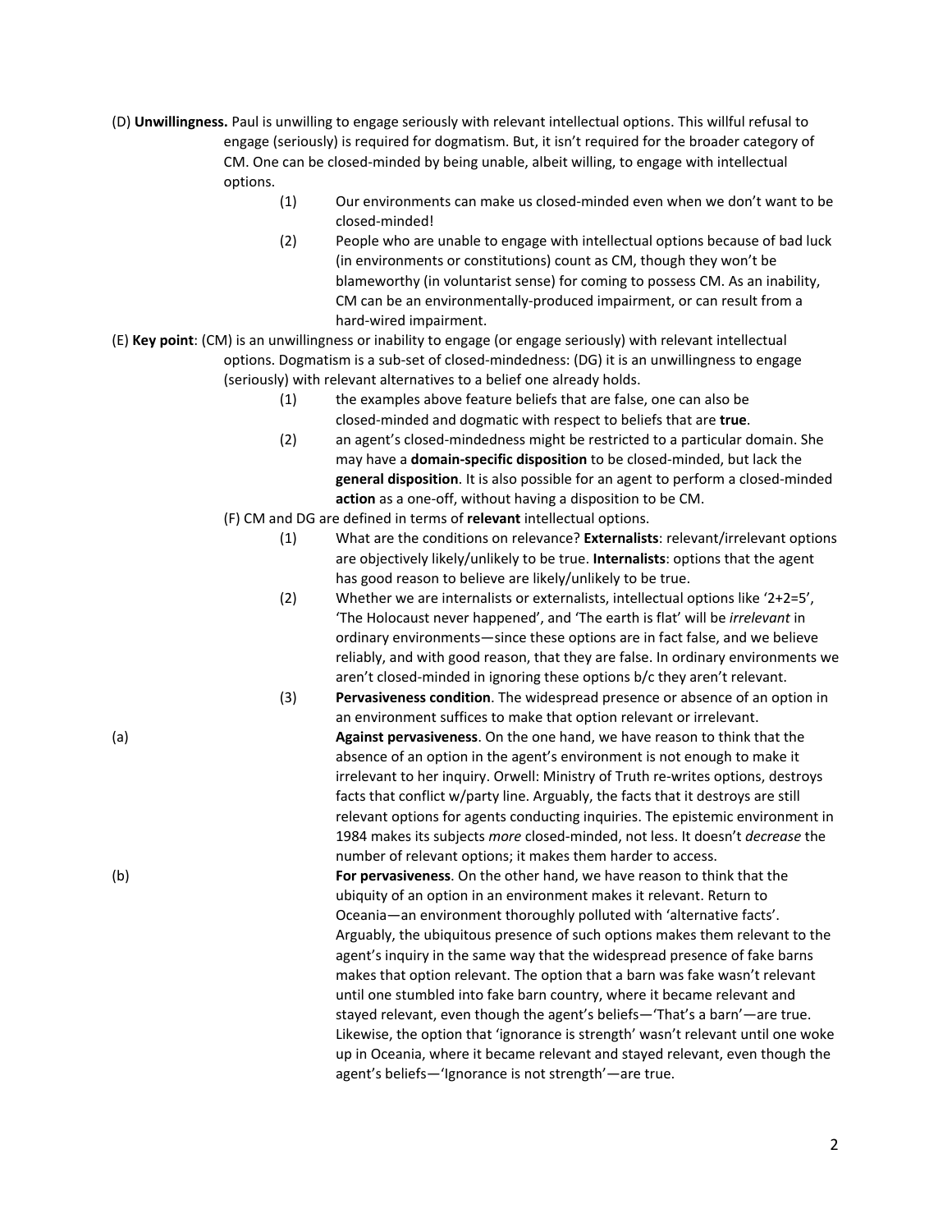(D) **Unwillingness.** Paul is unwilling to engage seriously with relevant intellectual options. This willful refusal to engage (seriously) is required for dogmatism. But, it isn't required for the broader category of CM. One can be closed-minded by being unable, albeit willing, to engage with intellectual options.

> (1) Our environments can make us closed-minded even when we don't want to be closed-minded!
>
> (2) People who are unable to engage with intellectual options because of bad luck (in environments or constitutions) count as CM, though they won't be blameworthy (in voluntarist sense) for coming to possess CM. As an inability, CM can be an environmentally-produced impairment, or can result from a hard-wired impairment.

(E) **Key point**: (CM) is an unwillingness or inability to engage (or engage seriously) with relevant intellectual options. Dogmatism is a sub-set of closed-mindedness: (DG) it is an unwillingness to engage (seriously) with relevant alternatives to a belief one already holds.

> (1) the examples above feature beliefs that are false, one can also be closed-minded and dogmatic with respect to beliefs that are **true**.
>
> (2) an agent's closed-mindedness might be restricted to a particular domain. She may have a **domain-specific disposition** to be closed-minded, but lack the **general disposition**. It is also possible for an agent to perform a closed-minded **action** as a one-off, without having a disposition to be CM.

(F) CM and DG are defined in terms of **relevant** intellectual options.

> (1) What are the conditions on relevance? **Externalists**: relevant/irrelevant options are objectively likely/unlikely to be true. **Internalists**: options that the agent has good reason to believe are likely/unlikely to be true.
>
> (2) Whether we are internalists or externalists, intellectual options like '2+2=5', 'The Holocaust never happened', and 'The earth is flat' will be *irrelevant* in ordinary environments—since these options are in fact false, and we believe reliably, and with good reason, that they are false. In ordinary environments we aren't closed-minded in ignoring these options b/c they aren't relevant.
>
> (3) **Pervasiveness condition**. The widespread presence or absence of an option in an environment suffices to make that option relevant or irrelevant.

(a) **Against pervasiveness**. On the one hand, we have reason to think that the absence of an option in the agent's environment is not enough to make it irrelevant to her inquiry. Orwell: Ministry of Truth re-writes options, destroys facts that conflict w/party line. Arguably, the facts that it destroys are still relevant options for agents conducting inquiries. The epistemic environment in 1984 makes its subjects *more* closed-minded, not less. It doesn't *decrease* the number of relevant options; it makes them harder to access.

(b) **For pervasiveness**. On the other hand, we have reason to think that the ubiquity of an option in an environment makes it relevant. Return to Oceania—an environment thoroughly polluted with 'alternative facts'. Arguably, the ubiquitous presence of such options makes them relevant to the agent's inquiry in the same way that the widespread presence of fake barns makes that option relevant. The option that a barn was fake wasn't relevant until one stumbled into fake barn country, where it became relevant and stayed relevant, even though the agent's beliefs—'That's a barn'—are true. Likewise, the option that 'ignorance is strength' wasn't relevant until one woke up in Oceania, where it became relevant and stayed relevant, even though the agent's beliefs—'Ignorance is not strength'—are true.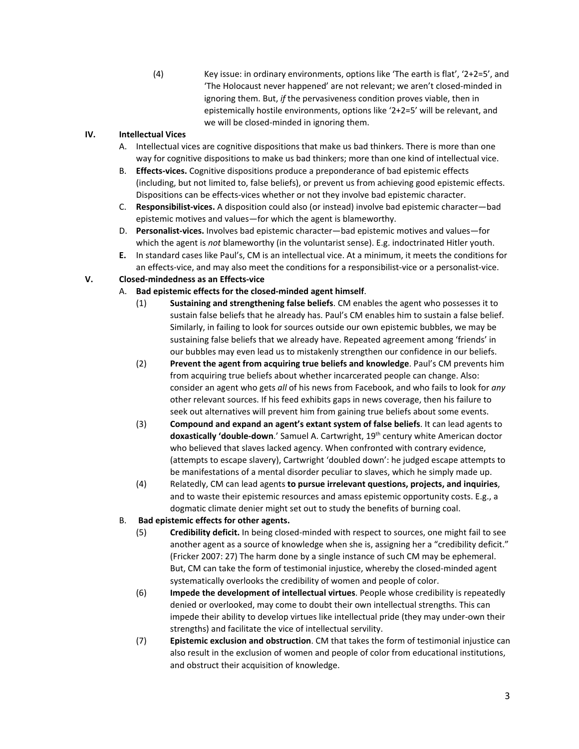(4) Key issue: in ordinary environments, options like 'The earth is flat', '2+2=5', and 'The Holocaust never happened' are not relevant; we aren't closed-minded in ignoring them. But, *if* the pervasiveness condition proves viable, then in epistemically hostile environments, options like '2+2=5' will be relevant, and we will be closed-minded in ignoring them.

## IV. Intellectual Vices

A. Intellectual vices are cognitive dispositions that make us bad thinkers. There is more than one way for cognitive dispositions to make us bad thinkers; more than one kind of intellectual vice.

B. **Effects-vices.** Cognitive dispositions produce a preponderance of bad epistemic effects (including, but not limited to, false beliefs), or prevent us from achieving good epistemic effects. Dispositions can be effects-vices whether or not they involve bad epistemic character.

C. **Responsibilist-vices.** A disposition could also (or instead) involve bad epistemic character—bad epistemic motives and values—for which the agent is blameworthy.

D. **Personalist-vices.** Involves bad epistemic character—bad epistemic motives and values—for which the agent is *not* blameworthy (in the voluntarist sense). E.g. indoctrinated Hitler youth.

**E.** In standard cases like Paul's, CM is an intellectual vice. At a minimum, it meets the conditions for an effects-vice, and may also meet the conditions for a responsibilist-vice or a personalist-vice.

## V. Closed-mindedness as an Effects-vice

A. **Bad epistemic effects for the closed-minded agent himself**.

(1) **Sustaining and strengthening false beliefs**. CM enables the agent who possesses it to sustain false beliefs that he already has. Paul's CM enables him to sustain a false belief. Similarly, in failing to look for sources outside our own epistemic bubbles, we may be sustaining false beliefs that we already have. Repeated agreement among 'friends' in our bubbles may even lead us to mistakenly strengthen our confidence in our beliefs.

(2) **Prevent the agent from acquiring true beliefs and knowledge**. Paul's CM prevents him from acquiring true beliefs about whether incarcerated people can change. Also: consider an agent who gets *all* of his news from Facebook, and who fails to look for *any* other relevant sources. If his feed exhibits gaps in news coverage, then his failure to seek out alternatives will prevent him from gaining true beliefs about some events.

(3) **Compound and expand an agent's extant system of false beliefs**. It can lead agents to **doxastically 'double-down**.' Samuel A. Cartwright, 19th century white American doctor who believed that slaves lacked agency. When confronted with contrary evidence, (attempts to escape slavery), Cartwright 'doubled down': he judged escape attempts to be manifestations of a mental disorder peculiar to slaves, which he simply made up.

(4) Relatedly, CM can lead agents **to pursue irrelevant questions, projects, and inquiries**, and to waste their epistemic resources and amass epistemic opportunity costs. E.g., a dogmatic climate denier might set out to study the benefits of burning coal.

B. **Bad epistemic effects for other agents.**

(5) **Credibility deficit.** In being closed-minded with respect to sources, one might fail to see another agent as a source of knowledge when she is, assigning her a "credibility deficit." (Fricker 2007: 27) The harm done by a single instance of such CM may be ephemeral. But, CM can take the form of testimonial injustice, whereby the closed-minded agent systematically overlooks the credibility of women and people of color.

(6) **Impede the development of intellectual virtues**. People whose credibility is repeatedly denied or overlooked, may come to doubt their own intellectual strengths. This can impede their ability to develop virtues like intellectual pride (they may under-own their strengths) and facilitate the vice of intellectual servility.

(7) **Epistemic exclusion and obstruction**. CM that takes the form of testimonial injustice can also result in the exclusion of women and people of color from educational institutions, and obstruct their acquisition of knowledge.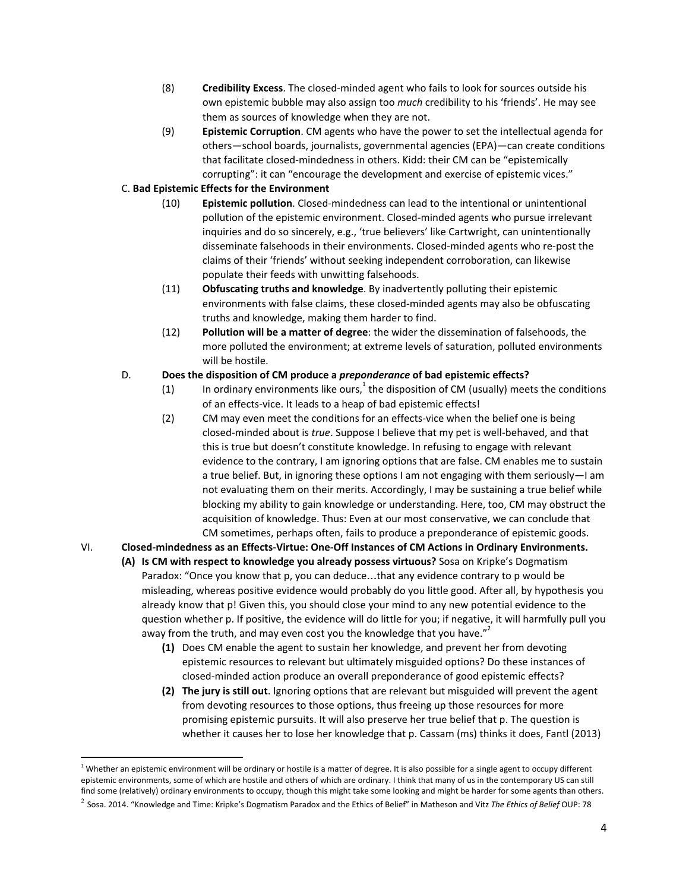(8) **Credibility Excess**. The closed-minded agent who fails to look for sources outside his own epistemic bubble may also assign too *much* credibility to his 'friends'. He may see them as sources of knowledge when they are not.

(9) **Epistemic Corruption**. CM agents who have the power to set the intellectual agenda for others—school boards, journalists, governmental agencies (EPA)—can create conditions that facilitate closed-mindedness in others. Kidd: their CM can be "epistemically corrupting": it can "encourage the development and exercise of epistemic vices."

C. **Bad Epistemic Effects for the Environment**

(10) **Epistemic pollution**. Closed-mindedness can lead to the intentional or unintentional pollution of the epistemic environment. Closed-minded agents who pursue irrelevant inquiries and do so sincerely, e.g., 'true believers' like Cartwright, can unintentionally disseminate falsehoods in their environments. Closed-minded agents who re-post the claims of their 'friends' without seeking independent corroboration, can likewise populate their feeds with unwitting falsehoods.

(11) **Obfuscating truths and knowledge**. By inadvertently polluting their epistemic environments with false claims, these closed-minded agents may also be obfuscating truths and knowledge, making them harder to find.

(12) **Pollution will be a matter of degree**: the wider the dissemination of falsehoods, the more polluted the environment; at extreme levels of saturation, polluted environments will be hostile.

D. **Does the disposition of CM produce a *preponderance* of bad epistemic effects?**

(1) In ordinary environments like ours,[1] the disposition of CM (usually) meets the conditions of an effects-vice. It leads to a heap of bad epistemic effects!

(2) CM may even meet the conditions for an effects-vice when the belief one is being closed-minded about is *true*. Suppose I believe that my pet is well-behaved, and that this is true but doesn't constitute knowledge. In refusing to engage with relevant evidence to the contrary, I am ignoring options that are false. CM enables me to sustain a true belief. But, in ignoring these options I am not engaging with them seriously—I am not evaluating them on their merits. Accordingly, I may be sustaining a true belief while blocking my ability to gain knowledge or understanding. Here, too, CM may obstruct the acquisition of knowledge. Thus: Even at our most conservative, we can conclude that CM sometimes, perhaps often, fails to produce a preponderance of epistemic goods.

VI. **Closed-mindedness as an Effects-Virtue: One-Off Instances of CM Actions in Ordinary Environments.**

**(A) Is CM with respect to knowledge you already possess virtuous?** Sosa on Kripke's Dogmatism Paradox: "Once you know that p, you can deduce…that any evidence contrary to p would be misleading, whereas positive evidence would probably do you little good. After all, by hypothesis you already know that p! Given this, you should close your mind to any new potential evidence to the question whether p. If positive, the evidence will do little for you; if negative, it will harmfully pull you away from the truth, and may even cost you the knowledge that you have."[2]

**(1)** Does CM enable the agent to sustain her knowledge, and prevent her from devoting epistemic resources to relevant but ultimately misguided options? Do these instances of closed-minded action produce an overall preponderance of good epistemic effects?

**(2) The jury is still out**. Ignoring options that are relevant but misguided will prevent the agent from devoting resources to those options, thus freeing up those resources for more promising epistemic pursuits. It will also preserve her true belief that p. The question is whether it causes her to lose her knowledge that p. Cassam (ms) thinks it does, Fantl (2013)

---

[1] Whether an epistemic environment will be ordinary or hostile is a matter of degree. It is also possible for a single agent to occupy different epistemic environments, some of which are hostile and others of which are ordinary. I think that many of us in the contemporary US can still find some (relatively) ordinary environments to occupy, though this might take some looking and might be harder for some agents than others.

[2] Sosa. 2014. "Knowledge and Time: Kripke's Dogmatism Paradox and the Ethics of Belief" in Matheson and Vitz *The Ethics of Belief* OUP: 78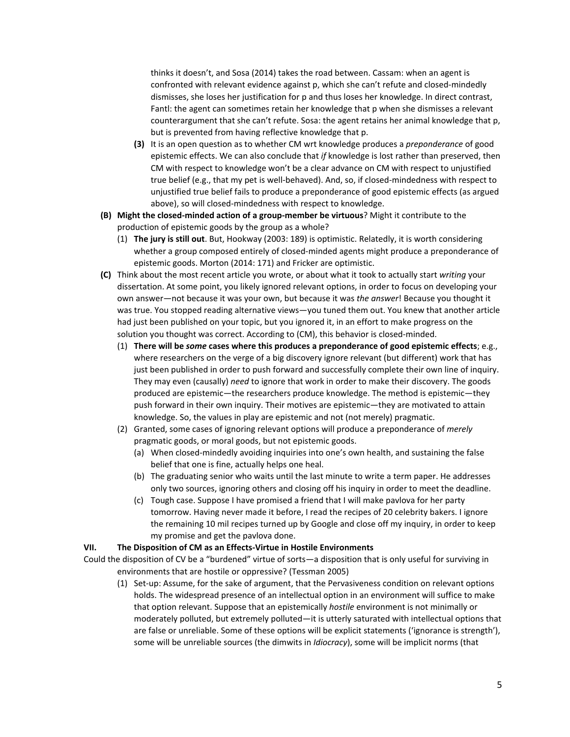thinks it doesn't, and Sosa (2014) takes the road between. Cassam: when an agent is confronted with relevant evidence against p, which she can't refute and closed-mindedly dismisses, she loses her justification for p and thus loses her knowledge. In direct contrast, Fantl: the agent can sometimes retain her knowledge that p when she dismisses a relevant counterargument that she can't refute. Sosa: the agent retains her animal knowledge that p, but is prevented from having reflective knowledge that p.

**(3)** It is an open question as to whether CM wrt knowledge produces a *preponderance* of good epistemic effects. We can also conclude that *if* knowledge is lost rather than preserved, then CM with respect to knowledge won't be a clear advance on CM with respect to unjustified true belief (e.g., that my pet is well-behaved). And, so, if closed-mindedness with respect to unjustified true belief fails to produce a preponderance of good epistemic effects (as argued above), so will closed-mindedness with respect to knowledge.

**(B) Might the closed-minded action of a group-member be virtuous**? Might it contribute to the production of epistemic goods by the group as a whole?

(1) **The jury is still out**. But, Hookway (2003: 189) is optimistic. Relatedly, it is worth considering whether a group composed entirely of closed-minded agents might produce a preponderance of epistemic goods. Morton (2014: 171) and Fricker are optimistic.

**(C)** Think about the most recent article you wrote, or about what it took to actually start *writing* your dissertation. At some point, you likely ignored relevant options, in order to focus on developing your own answer—not because it was your own, but because it was *the answer*! Because you thought it was true. You stopped reading alternative views—you tuned them out. You knew that another article had just been published on your topic, but you ignored it, in an effort to make progress on the solution you thought was correct. According to (CM), this behavior is closed-minded.

(1) **There will be *some* cases where this produces a preponderance of good epistemic effects**; e.g., where researchers on the verge of a big discovery ignore relevant (but different) work that has just been published in order to push forward and successfully complete their own line of inquiry. They may even (causally) *need* to ignore that work in order to make their discovery. The goods produced are epistemic—the researchers produce knowledge. The method is epistemic—they push forward in their own inquiry. Their motives are epistemic—they are motivated to attain knowledge. So, the values in play are epistemic and not (not merely) pragmatic.

(2) Granted, some cases of ignoring relevant options will produce a preponderance of *merely* pragmatic goods, or moral goods, but not epistemic goods.

(a) When closed-mindedly avoiding inquiries into one's own health, and sustaining the false belief that one is fine, actually helps one heal.

(b) The graduating senior who waits until the last minute to write a term paper. He addresses only two sources, ignoring others and closing off his inquiry in order to meet the deadline.

(c) Tough case. Suppose I have promised a friend that I will make pavlova for her party tomorrow. Having never made it before, I read the recipes of 20 celebrity bakers. I ignore the remaining 10 mil recipes turned up by Google and close off my inquiry, in order to keep my promise and get the pavlova done.

## VII. The Disposition of CM as an Effects-Virtue in Hostile Environments

Could the disposition of CV be a "burdened" virtue of sorts—a disposition that is only useful for surviving in environments that are hostile or oppressive? (Tessman 2005)

(1) Set-up: Assume, for the sake of argument, that the Pervasiveness condition on relevant options holds. The widespread presence of an intellectual option in an environment will suffice to make that option relevant. Suppose that an epistemically *hostile* environment is not minimally or moderately polluted, but extremely polluted—it is utterly saturated with intellectual options that are false or unreliable. Some of these options will be explicit statements ('ignorance is strength'), some will be unreliable sources (the dimwits in *Idiocracy*), some will be implicit norms (that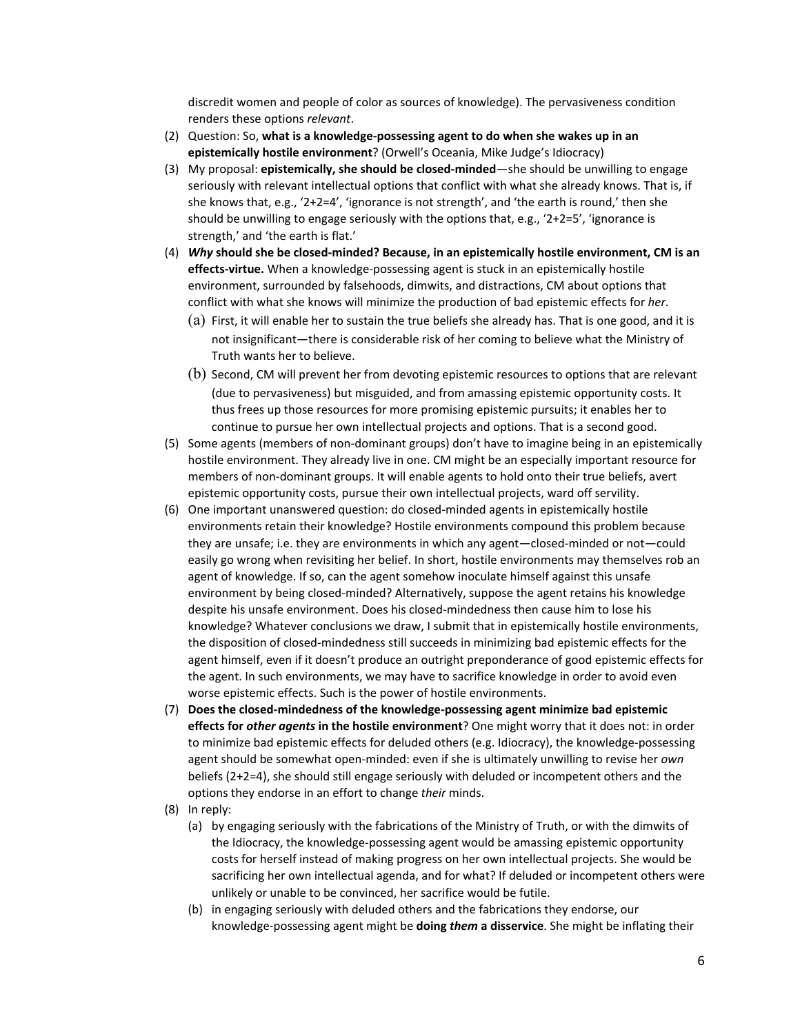discredit women and people of color as sources of knowledge). The pervasiveness condition renders these options *relevant*.

(2) Question: So, **what is a knowledge-possessing agent to do when she wakes up in an epistemically hostile environment**? (Orwell's Oceania, Mike Judge's Idiocracy)

(3) My proposal: **epistemically, she should be closed-minded**—she should be unwilling to engage seriously with relevant intellectual options that conflict with what she already knows. That is, if she knows that, e.g., '2+2=4', 'ignorance is not strength', and 'the earth is round,' then she should be unwilling to engage seriously with the options that, e.g., '2+2=5', 'ignorance is strength,' and 'the earth is flat.'

(4) ***Why* should she be closed-minded? Because, in an epistemically hostile environment, CM is an effects-virtue.** When a knowledge-possessing agent is stuck in an epistemically hostile environment, surrounded by falsehoods, dimwits, and distractions, CM about options that conflict with what she knows will minimize the production of bad epistemic effects for *her*.

   (a) First, it will enable her to sustain the true beliefs she already has. That is one good, and it is not insignificant—there is considerable risk of her coming to believe what the Ministry of Truth wants her to believe.

   (b) Second, CM will prevent her from devoting epistemic resources to options that are relevant (due to pervasiveness) but misguided, and from amassing epistemic opportunity costs. It thus frees up those resources for more promising epistemic pursuits; it enables her to continue to pursue her own intellectual projects and options. That is a second good.

(5) Some agents (members of non-dominant groups) don't have to imagine being in an epistemically hostile environment. They already live in one. CM might be an especially important resource for members of non-dominant groups. It will enable agents to hold onto their true beliefs, avert epistemic opportunity costs, pursue their own intellectual projects, ward off servility.

(6) One important unanswered question: do closed-minded agents in epistemically hostile environments retain their knowledge? Hostile environments compound this problem because they are unsafe; i.e. they are environments in which any agent—closed-minded or not—could easily go wrong when revisiting her belief. In short, hostile environments may themselves rob an agent of knowledge. If so, can the agent somehow inoculate himself against this unsafe environment by being closed-minded? Alternatively, suppose the agent retains his knowledge despite his unsafe environment. Does his closed-mindedness then cause him to lose his knowledge? Whatever conclusions we draw, I submit that in epistemically hostile environments, the disposition of closed-mindedness still succeeds in minimizing bad epistemic effects for the agent himself, even if it doesn't produce an outright preponderance of good epistemic effects for the agent. In such environments, we may have to sacrifice knowledge in order to avoid even worse epistemic effects. Such is the power of hostile environments.

(7) **Does the closed-mindedness of the knowledge-possessing agent minimize bad epistemic effects for *other agents* in the hostile environment**? One might worry that it does not: in order to minimize bad epistemic effects for deluded others (e.g. Idiocracy), the knowledge-possessing agent should be somewhat open-minded: even if she is ultimately unwilling to revise her *own* beliefs (2+2=4), she should still engage seriously with deluded or incompetent others and the options they endorse in an effort to change *their* minds.

(8) In reply:

   (a) by engaging seriously with the fabrications of the Ministry of Truth, or with the dimwits of the Idiocracy, the knowledge-possessing agent would be amassing epistemic opportunity costs for herself instead of making progress on her own intellectual projects. She would be sacrificing her own intellectual agenda, and for what? If deluded or incompetent others were unlikely or unable to be convinced, her sacrifice would be futile.

   (b) in engaging seriously with deluded others and the fabrications they endorse, our knowledge-possessing agent might be **doing *them* a disservice**. She might be inflating their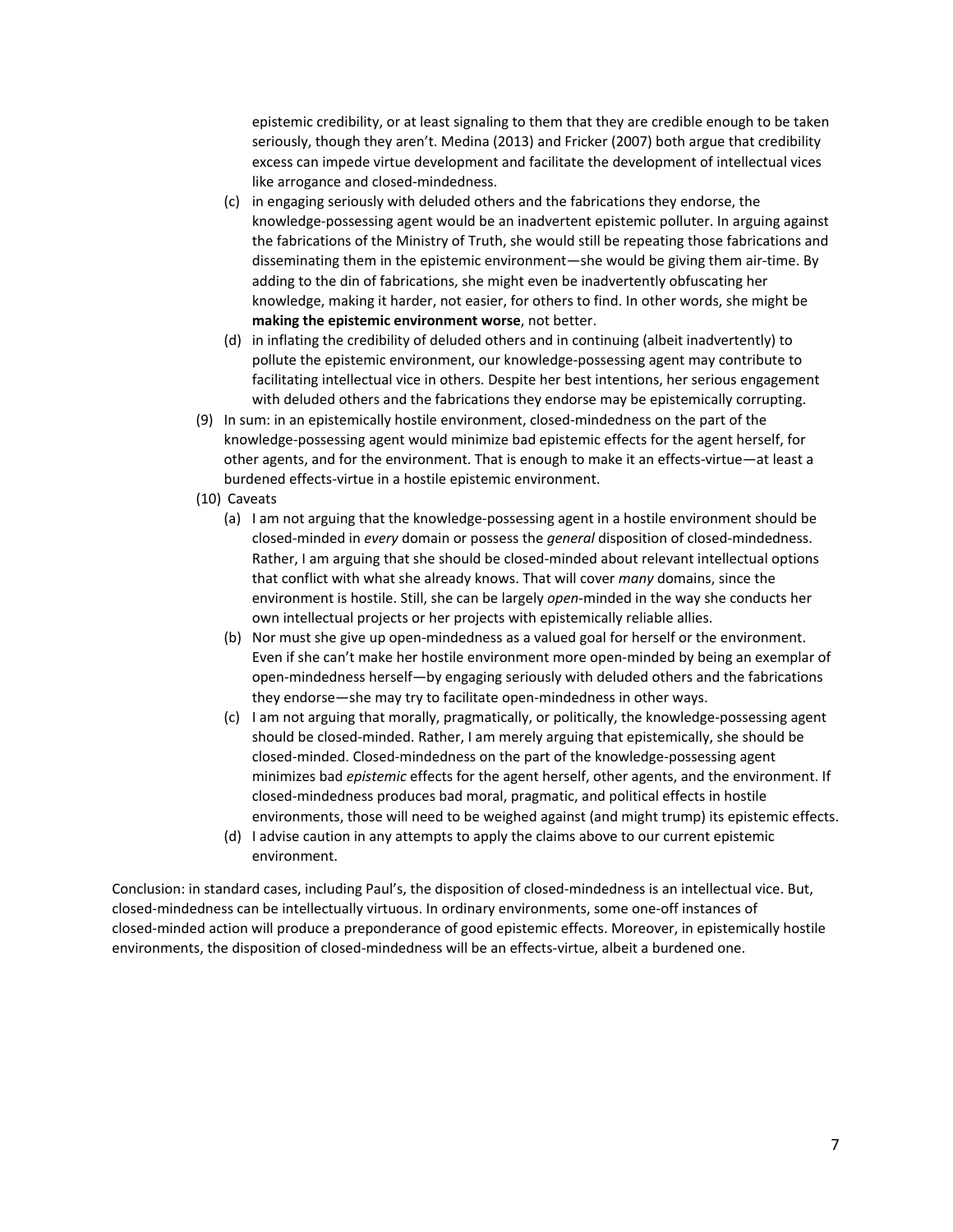epistemic credibility, or at least signaling to them that they are credible enough to be taken seriously, though they aren't. Medina (2013) and Fricker (2007) both argue that credibility excess can impede virtue development and facilitate the development of intellectual vices like arrogance and closed-mindedness.

  (c) in engaging seriously with deluded others and the fabrications they endorse, the knowledge-possessing agent would be an inadvertent epistemic polluter. In arguing against the fabrications of the Ministry of Truth, she would still be repeating those fabrications and disseminating them in the epistemic environment—she would be giving them air-time. By adding to the din of fabrications, she might even be inadvertently obfuscating her knowledge, making it harder, not easier, for others to find. In other words, she might be **making the epistemic environment worse**, not better.

  (d) in inflating the credibility of deluded others and in continuing (albeit inadvertently) to pollute the epistemic environment, our knowledge-possessing agent may contribute to facilitating intellectual vice in others. Despite her best intentions, her serious engagement with deluded others and the fabrications they endorse may be epistemically corrupting.

(9) In sum: in an epistemically hostile environment, closed-mindedness on the part of the knowledge-possessing agent would minimize bad epistemic effects for the agent herself, for other agents, and for the environment. That is enough to make it an effects-virtue—at least a burdened effects-virtue in a hostile epistemic environment.

(10) Caveats

  (a) I am not arguing that the knowledge-possessing agent in a hostile environment should be closed-minded in *every* domain or possess the *general* disposition of closed-mindedness. Rather, I am arguing that she should be closed-minded about relevant intellectual options that conflict with what she already knows. That will cover *many* domains, since the environment is hostile. Still, she can be largely *open*-minded in the way she conducts her own intellectual projects or her projects with epistemically reliable allies.

  (b) Nor must she give up open-mindedness as a valued goal for herself or the environment. Even if she can't make her hostile environment more open-minded by being an exemplar of open-mindedness herself—by engaging seriously with deluded others and the fabrications they endorse—she may try to facilitate open-mindedness in other ways.

  (c) I am not arguing that morally, pragmatically, or politically, the knowledge-possessing agent should be closed-minded. Rather, I am merely arguing that epistemically, she should be closed-minded. Closed-mindedness on the part of the knowledge-possessing agent minimizes bad *epistemic* effects for the agent herself, other agents, and the environment. If closed-mindedness produces bad moral, pragmatic, and political effects in hostile environments, those will need to be weighed against (and might trump) its epistemic effects.

  (d) I advise caution in any attempts to apply the claims above to our current epistemic environment.

Conclusion: in standard cases, including Paul's, the disposition of closed-mindedness is an intellectual vice. But, closed-mindedness can be intellectually virtuous. In ordinary environments, some one-off instances of closed-minded action will produce a preponderance of good epistemic effects. Moreover, in epistemically hostile environments, the disposition of closed-mindedness will be an effects-virtue, albeit a burdened one.